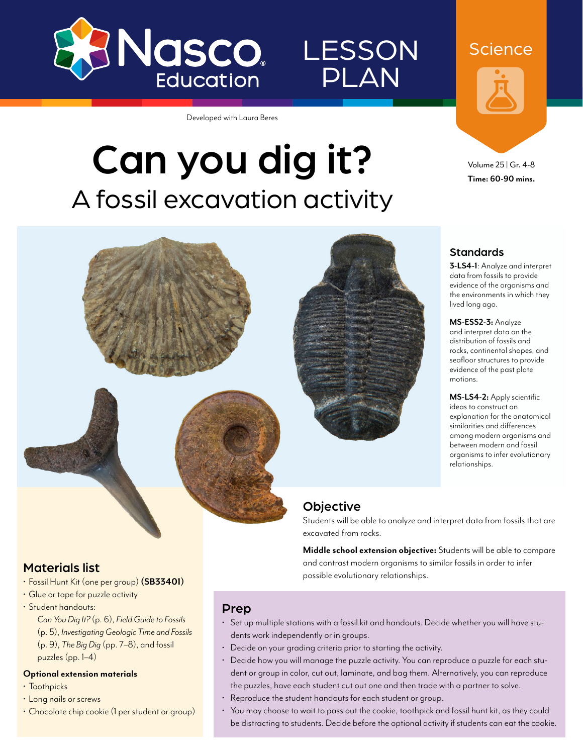Nasco Education

LESSON PLAN

Science

Developed with Laura Beres

# Can you dig it?

## A fossil excavation activity

Volume 25 | Gr. 4-8
**Time: 60-90 mins.**

### Standards

**3-LS4-1**: Analyze and interpret data from fossils to provide evidence of the organisms and the environments in which they lived long ago.

**MS-ESS2-3:** Analyze and interpret data on the distribution of fossils and rocks, continental shapes, and seafloor structures to provide evidence of the past plate motions.

**MS-LS4-2:** Apply scientific ideas to construct an explanation for the anatomical similarities and differences among modern organisms and between modern and fossil organisms to infer evolutionary relationships.

### Objective

Students will be able to analyze and interpret data from fossils that are excavated from rocks.

**Middle school extension objective:** Students will be able to compare and contrast modern organisms to similar fossils in order to infer possible evolutionary relationships.

### Materials list

- Fossil Hunt Kit (one per group) **(SB33401)**
- Glue or tape for puzzle activity
- Student handouts:
  *Can You Dig It?* (p. 6), *Field Guide to Fossils* (p. 5), *Investigating Geologic Time and Fossils* (p. 9), *The Big Dig* (pp. 7–8), and fossil puzzles (pp. 1–4)

**Optional extension materials**

- Toothpicks
- Long nails or screws
- Chocolate chip cookie (1 per student or group)

### Prep

- Set up multiple stations with a fossil kit and handouts. Decide whether you will have students work independently or in groups.
- Decide on your grading criteria prior to starting the activity.
- Decide how you will manage the puzzle activity. You can reproduce a puzzle for each student or group in color, cut out, laminate, and bag them. Alternatively, you can reproduce the puzzles, have each student cut out one and then trade with a partner to solve.
- Reproduce the student handouts for each student or group.
- You may choose to wait to pass out the cookie, toothpick and fossil hunt kit, as they could be distracting to students. Decide before the optional activity if students can eat the cookie.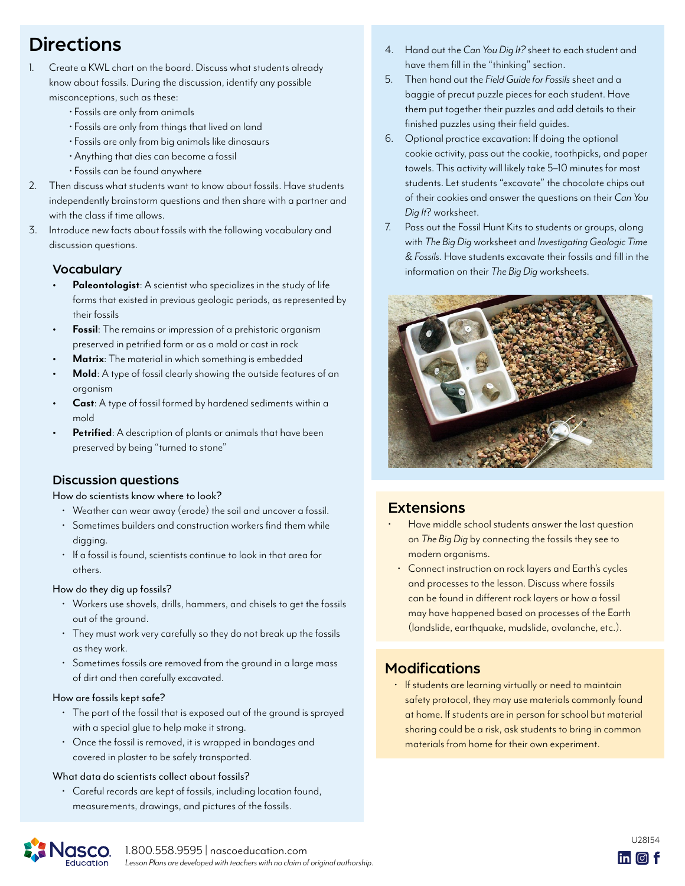# Directions

1. Create a KWL chart on the board. Discuss what students already know about fossils. During the discussion, identify any possible misconceptions, such as these:
   - Fossils are only from animals
   - Fossils are only from things that lived on land
   - Fossils are only from big animals like dinosaurs
   - Anything that dies can become a fossil
   - Fossils can be found anywhere
2. Then discuss what students want to know about fossils. Have students independently brainstorm questions and then share with a partner and with the class if time allows.
3. Introduce new facts about fossils with the following vocabulary and discussion questions.

## Vocabulary

- **Paleontologist**: A scientist who specializes in the study of life forms that existed in previous geologic periods, as represented by their fossils
- **Fossil**: The remains or impression of a prehistoric organism preserved in petrified form or as a mold or cast in rock
- **Matrix**: The material in which something is embedded
- **Mold**: A type of fossil clearly showing the outside features of an organism
- **Cast**: A type of fossil formed by hardened sediments within a mold
- **Petrified**: A description of plants or animals that have been preserved by being "turned to stone"

## Discussion questions

How do scientists know where to look?

- Weather can wear away (erode) the soil and uncover a fossil.
- Sometimes builders and construction workers find them while digging.
- If a fossil is found, scientists continue to look in that area for others.

How do they dig up fossils?

- Workers use shovels, drills, hammers, and chisels to get the fossils out of the ground.
- They must work very carefully so they do not break up the fossils as they work.
- Sometimes fossils are removed from the ground in a large mass of dirt and then carefully excavated.

How are fossils kept safe?

- The part of the fossil that is exposed out of the ground is sprayed with a special glue to help make it strong.
- Once the fossil is removed, it is wrapped in bandages and covered in plaster to be safely transported.

What data do scientists collect about fossils?

- Careful records are kept of fossils, including location found, measurements, drawings, and pictures of the fossils.

4. Hand out the *Can You Dig It?* sheet to each student and have them fill in the "thinking" section.
5. Then hand out the *Field Guide for Fossils* sheet and a baggie of precut puzzle pieces for each student. Have them put together their puzzles and add details to their finished puzzles using their field guides.
6. Optional practice excavation: If doing the optional cookie activity, pass out the cookie, toothpicks, and paper towels. This activity will likely take 5–10 minutes for most students. Let students "excavate" the chocolate chips out of their cookies and answer the questions on their *Can You Dig It?* worksheet.
7. Pass out the Fossil Hunt Kits to students or groups, along with *The Big Dig* worksheet and *Investigating Geologic Time & Fossils*. Have students excavate their fossils and fill in the information on their *The Big Dig* worksheets.

## Extensions

- Have middle school students answer the last question on *The Big Dig* by connecting the fossils they see to modern organisms.
- Connect instruction on rock layers and Earth's cycles and processes to the lesson. Discuss where fossils can be found in different rock layers or how a fossil may have happened based on processes of the Earth (landslide, earthquake, mudslide, avalanche, etc.).

## Modifications

- If students are learning virtually or need to maintain safety protocol, they may use materials commonly found at home. If students are in person for school but material sharing could be a risk, ask students to bring in common materials from home for their own experiment.

1.800.558.9595 | nascoeducation.com
*Lesson Plans are developed with teachers with no claim of original authorship.*

U28154